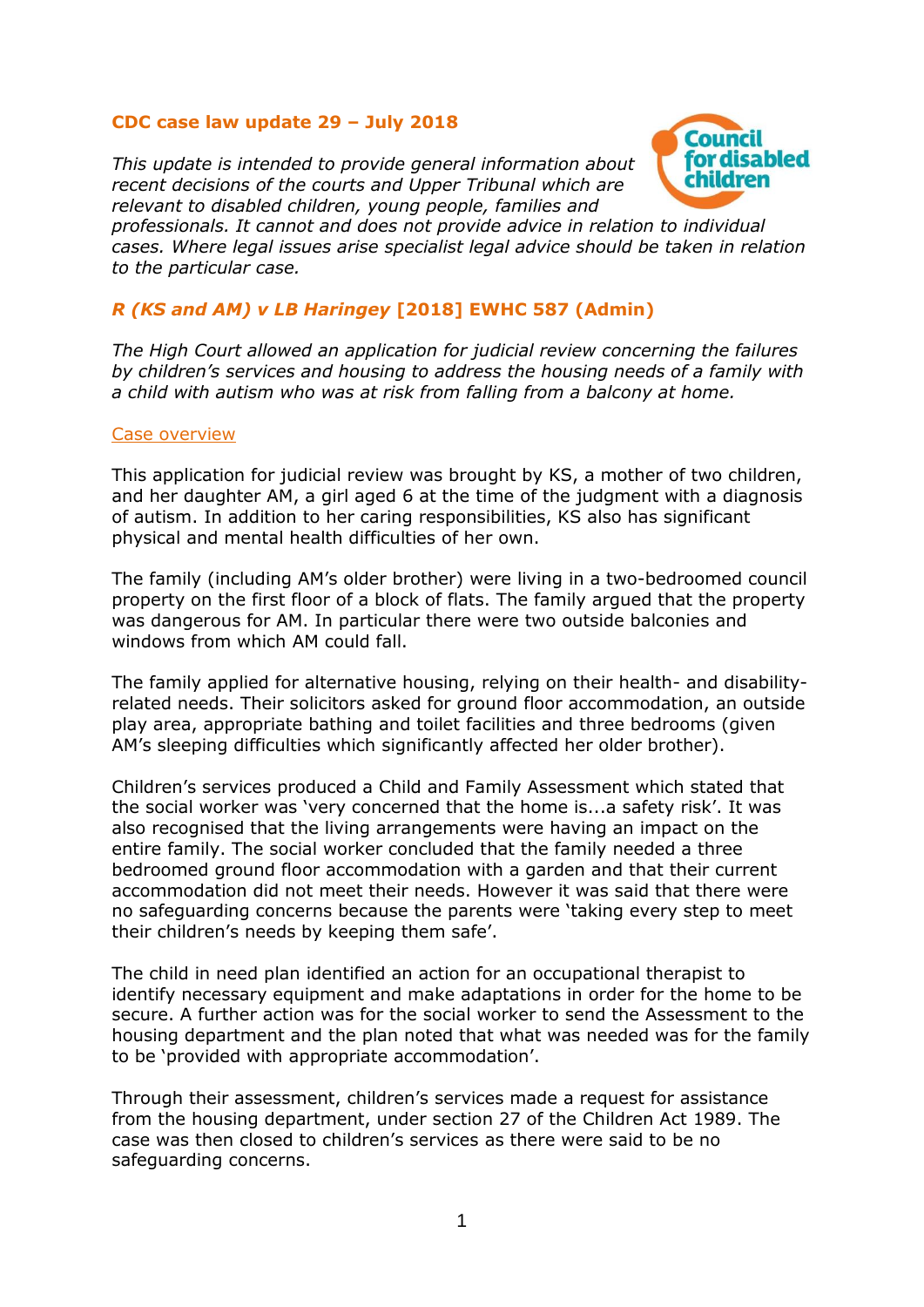**CDC case law update 29 – July 2018**

*This update is intended to provide general information about recent decisions of the courts and Upper Tribunal which are relevant to disabled children, young people, families and professionals. It cannot and does not provide advice in relation to individual cases. Where legal issues arise specialist legal advice should be taken in relation to the particular case.*

## ***R (KS and AM) v LB Haringey* [2018] EWHC 587 (Admin)**

*The High Court allowed an application for judicial review concerning the failures by children's services and housing to address the housing needs of a family with a child with autism who was at risk from falling from a balcony at home.*

### Case overview

This application for judicial review was brought by KS, a mother of two children, and her daughter AM, a girl aged 6 at the time of the judgment with a diagnosis of autism. In addition to her caring responsibilities, KS also has significant physical and mental health difficulties of her own.

The family (including AM's older brother) were living in a two-bedroomed council property on the first floor of a block of flats. The family argued that the property was dangerous for AM. In particular there were two outside balconies and windows from which AM could fall.

The family applied for alternative housing, relying on their health- and disability-related needs. Their solicitors asked for ground floor accommodation, an outside play area, appropriate bathing and toilet facilities and three bedrooms (given AM's sleeping difficulties which significantly affected her older brother).

Children's services produced a Child and Family Assessment which stated that the social worker was 'very concerned that the home is...a safety risk'. It was also recognised that the living arrangements were having an impact on the entire family. The social worker concluded that the family needed a three bedroomed ground floor accommodation with a garden and that their current accommodation did not meet their needs. However it was said that there were no safeguarding concerns because the parents were 'taking every step to meet their children's needs by keeping them safe'.

The child in need plan identified an action for an occupational therapist to identify necessary equipment and make adaptations in order for the home to be secure. A further action was for the social worker to send the Assessment to the housing department and the plan noted that what was needed was for the family to be 'provided with appropriate accommodation'.

Through their assessment, children's services made a request for assistance from the housing department, under section 27 of the Children Act 1989. The case was then closed to children's services as there were said to be no safeguarding concerns.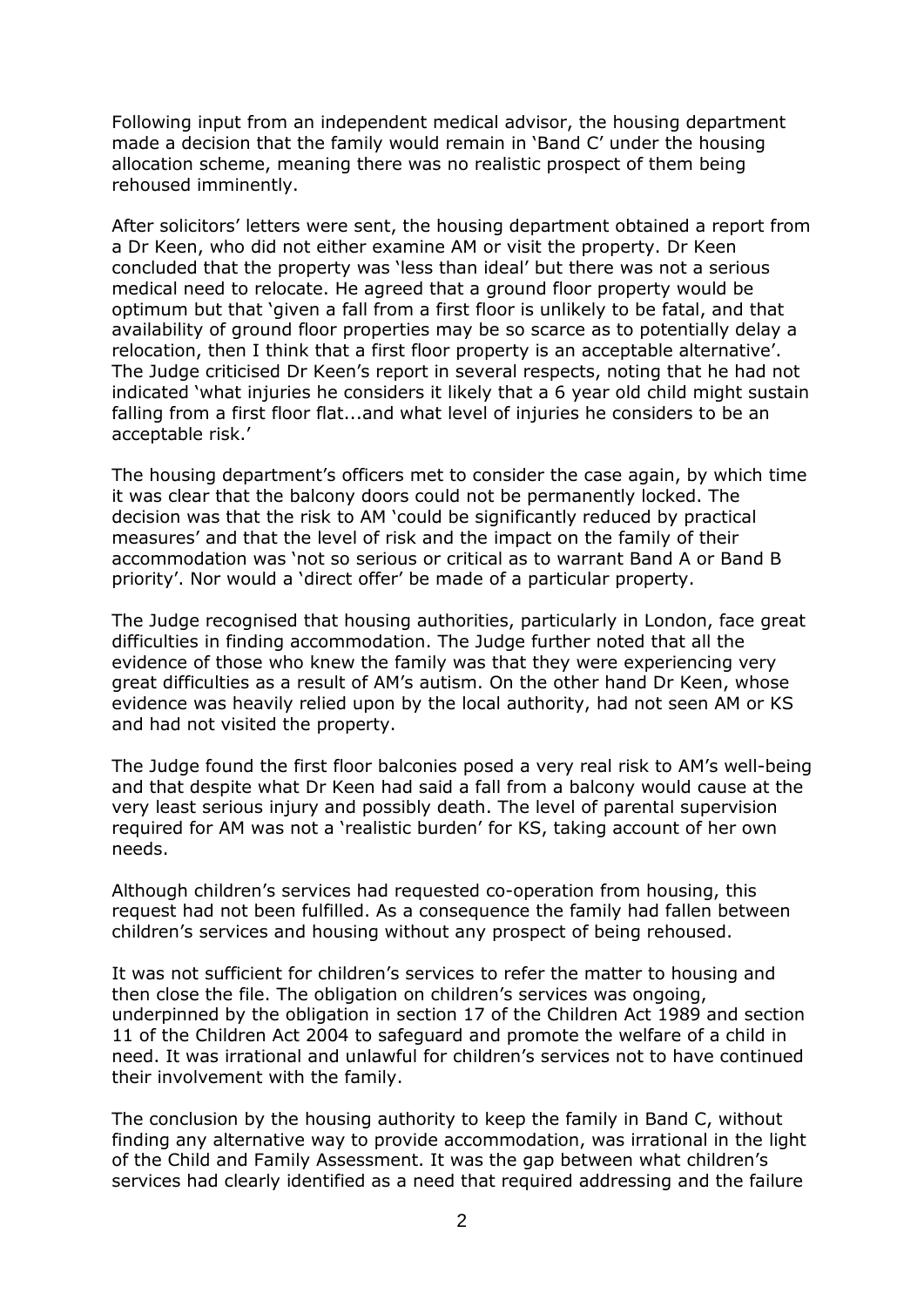Following input from an independent medical advisor, the housing department made a decision that the family would remain in 'Band C' under the housing allocation scheme, meaning there was no realistic prospect of them being rehoused imminently.

After solicitors' letters were sent, the housing department obtained a report from a Dr Keen, who did not either examine AM or visit the property. Dr Keen concluded that the property was 'less than ideal' but there was not a serious medical need to relocate. He agreed that a ground floor property would be optimum but that 'given a fall from a first floor is unlikely to be fatal, and that availability of ground floor properties may be so scarce as to potentially delay a relocation, then I think that a first floor property is an acceptable alternative'. The Judge criticised Dr Keen's report in several respects, noting that he had not indicated 'what injuries he considers it likely that a 6 year old child might sustain falling from a first floor flat...and what level of injuries he considers to be an acceptable risk.'

The housing department's officers met to consider the case again, by which time it was clear that the balcony doors could not be permanently locked. The decision was that the risk to AM 'could be significantly reduced by practical measures' and that the level of risk and the impact on the family of their accommodation was 'not so serious or critical as to warrant Band A or Band B priority'. Nor would a 'direct offer' be made of a particular property.

The Judge recognised that housing authorities, particularly in London, face great difficulties in finding accommodation. The Judge further noted that all the evidence of those who knew the family was that they were experiencing very great difficulties as a result of AM's autism. On the other hand Dr Keen, whose evidence was heavily relied upon by the local authority, had not seen AM or KS and had not visited the property.

The Judge found the first floor balconies posed a very real risk to AM's well-being and that despite what Dr Keen had said a fall from a balcony would cause at the very least serious injury and possibly death. The level of parental supervision required for AM was not a 'realistic burden' for KS, taking account of her own needs.

Although children's services had requested co-operation from housing, this request had not been fulfilled. As a consequence the family had fallen between children's services and housing without any prospect of being rehoused.

It was not sufficient for children's services to refer the matter to housing and then close the file. The obligation on children's services was ongoing, underpinned by the obligation in section 17 of the Children Act 1989 and section 11 of the Children Act 2004 to safeguard and promote the welfare of a child in need. It was irrational and unlawful for children's services not to have continued their involvement with the family.

The conclusion by the housing authority to keep the family in Band C, without finding any alternative way to provide accommodation, was irrational in the light of the Child and Family Assessment. It was the gap between what children's services had clearly identified as a need that required addressing and the failure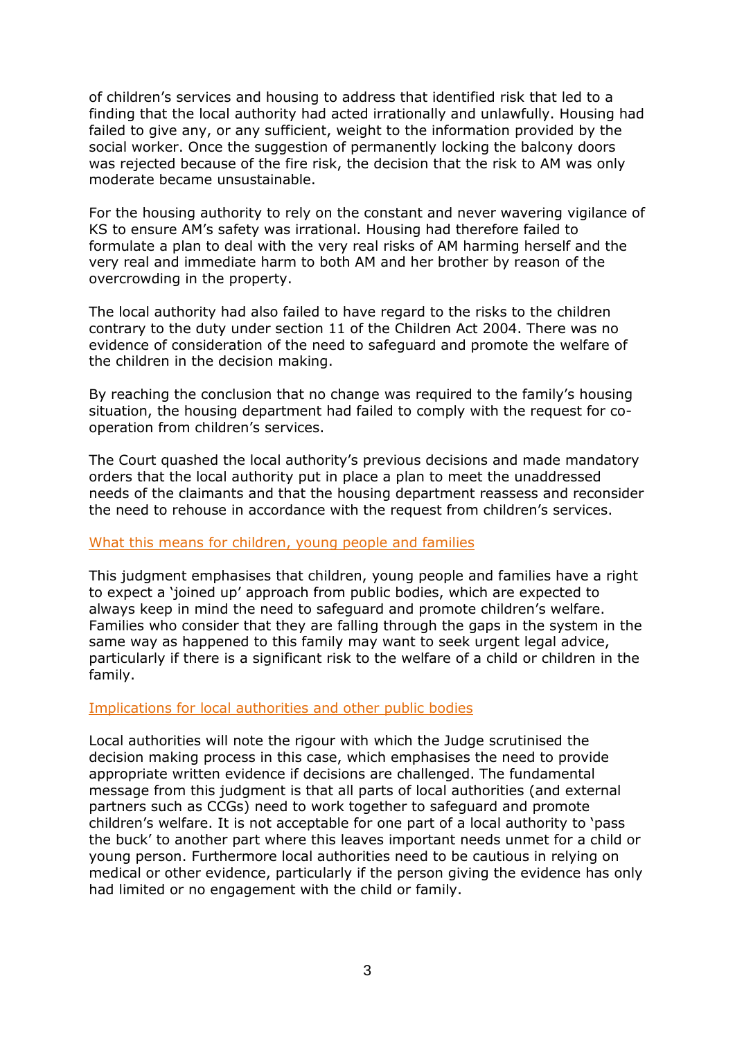of children's services and housing to address that identified risk that led to a finding that the local authority had acted irrationally and unlawfully. Housing had failed to give any, or any sufficient, weight to the information provided by the social worker. Once the suggestion of permanently locking the balcony doors was rejected because of the fire risk, the decision that the risk to AM was only moderate became unsustainable.

For the housing authority to rely on the constant and never wavering vigilance of KS to ensure AM's safety was irrational. Housing had therefore failed to formulate a plan to deal with the very real risks of AM harming herself and the very real and immediate harm to both AM and her brother by reason of the overcrowding in the property.

The local authority had also failed to have regard to the risks to the children contrary to the duty under section 11 of the Children Act 2004. There was no evidence of consideration of the need to safeguard and promote the welfare of the children in the decision making.

By reaching the conclusion that no change was required to the family's housing situation, the housing department had failed to comply with the request for co-operation from children's services.

The Court quashed the local authority's previous decisions and made mandatory orders that the local authority put in place a plan to meet the unaddressed needs of the claimants and that the housing department reassess and reconsider the need to rehouse in accordance with the request from children's services.

## What this means for children, young people and families

This judgment emphasises that children, young people and families have a right to expect a 'joined up' approach from public bodies, which are expected to always keep in mind the need to safeguard and promote children's welfare. Families who consider that they are falling through the gaps in the system in the same way as happened to this family may want to seek urgent legal advice, particularly if there is a significant risk to the welfare of a child or children in the family.

## Implications for local authorities and other public bodies

Local authorities will note the rigour with which the Judge scrutinised the decision making process in this case, which emphasises the need to provide appropriate written evidence if decisions are challenged. The fundamental message from this judgment is that all parts of local authorities (and external partners such as CCGs) need to work together to safeguard and promote children's welfare. It is not acceptable for one part of a local authority to 'pass the buck' to another part where this leaves important needs unmet for a child or young person. Furthermore local authorities need to be cautious in relying on medical or other evidence, particularly if the person giving the evidence has only had limited or no engagement with the child or family.